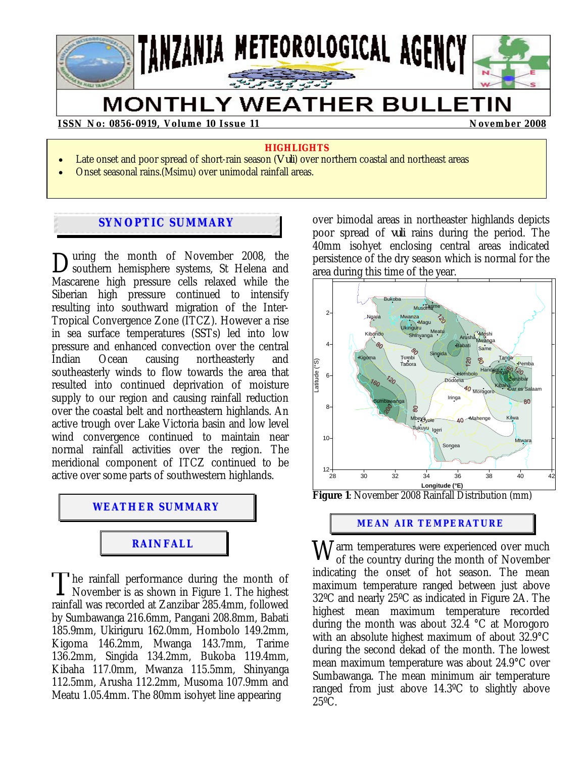# TANZANIA METEOROLOGICAL AGENCY

# MONTHLY WEATHER BULLETIN

**ISSN No: 0856-0919, Volume 10 Issue 11** **November 2008**

**HIGHLIGHTS**

- Late onset and poor spread of short-rain season (*Vuli*) over northern coastal and northeast areas
- Onset seasonal rains.(Msimu) over unimodal rainfall areas.

## SYNOPTIC SUMMARY

During the month of November 2008, the southern hemisphere systems, St Helena and Mascarene high pressure cells relaxed while the Siberian high pressure continued to intensify resulting into southward migration of the Inter-Tropical Convergence Zone (ITCZ). However a rise in sea surface temperatures (SSTs) led into low pressure and enhanced convection over the central Indian Ocean causing northeasterly and southeasterly winds to flow towards the area that resulted into continued deprivation of moisture supply to our region and causing rainfall reduction over the coastal belt and northeastern highlands. An active trough over Lake Victoria basin and low level wind convergence continued to maintain near normal rainfall activities over the region. The meridional component of ITCZ continued to be active over some parts of southwestern highlands.

## WEATHER SUMMARY

### RAINFALL

The rainfall performance during the month of November is as shown in Figure 1. The highest rainfall was recorded at Zanzibar 285.4mm, followed by Sumbawanga 216.6mm, Pangani 208.8mm, Babati 185.9mm, Ukiriguru 162.0mm, Hombolo 149.2mm, Kigoma 146.2mm, Mwanga 143.7mm, Tarime 136.2mm, Singida 134.2mm, Bukoba 119.4mm, Kibaha 117.0mm, Mwanza 115.5mm, Shinyanga 112.5mm, Arusha 112.2mm, Musoma 107.9mm and Meatu 1.05.4mm. The 80mm isohyet line appearing over bimodal areas in northeaster highlands depicts poor spread of *vuli* rains during the period. The 40mm isohyet enclosing central areas indicated persistence of the dry season which is normal for the area during this time of the year.

**Figure 1**: November 2008 Rainfall Distribution (mm)

## MEAN AIR TEMPERATURE

Warm temperatures were experienced over much of the country during the month of November indicating the onset of hot season. The mean maximum temperature ranged between just above 32ºC and nearly 25ºC as indicated in Figure 2A. The highest mean maximum temperature recorded during the month was about 32.4 °C at Morogoro with an absolute highest maximum of about 32.9°C during the second dekad of the month. The lowest mean maximum temperature was about 24.9°C over Sumbawanga. The mean minimum air temperature ranged from just above 14.3ºC to slightly above 25ºC.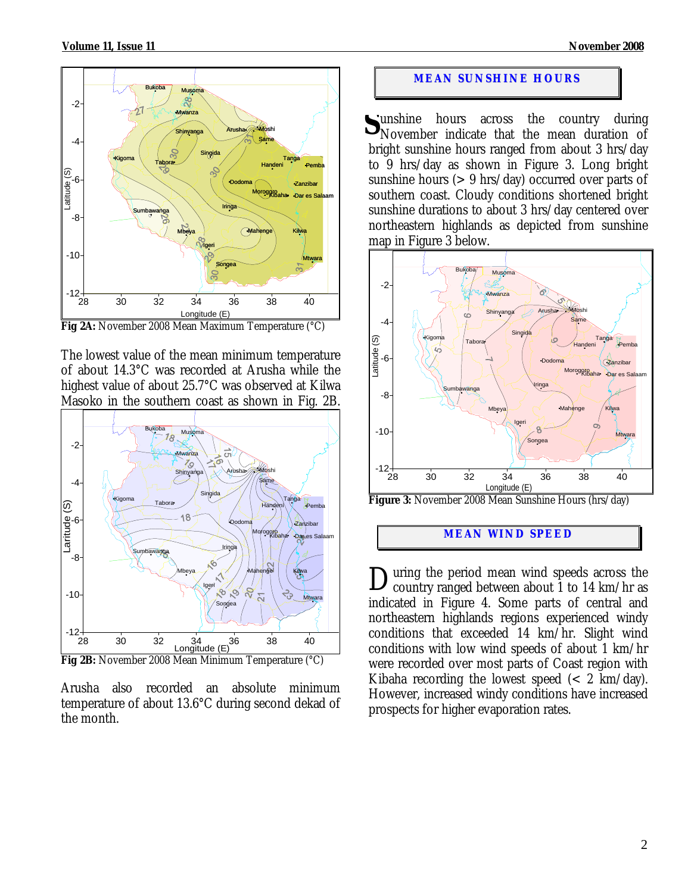Fig 2A: November 2008 Mean Maximum Temperature (°C)

The lowest value of the mean minimum temperature of about 14.3°C was recorded at Arusha while the highest value of about 25.7°C was observed at Kilwa Masoko in the southern coast as shown in Fig. 2B.

Fig 2B: November 2008 Mean Minimum Temperature (°C)

Arusha also recorded an absolute minimum temperature of about 13.6°C during second dekad of the month.

## MEAN SUNSHINE HOURS

Sunshine hours across the country during November indicate that the mean duration of bright sunshine hours ranged from about 3 hrs/day to 9 hrs/day as shown in Figure 3. Long bright sunshine hours (> 9 hrs/day) occurred over parts of southern coast. Cloudy conditions shortened bright sunshine durations to about 3 hrs/day centered over northeastern highlands as depicted from sunshine map in Figure 3 below.

Figure 3: November 2008 Mean Sunshine Hours (hrs/day)

## MEAN WIND SPEED

During the period mean wind speeds across the country ranged between about 1 to 14 km/hr as indicated in Figure 4. Some parts of central and northeastern highlands regions experienced windy conditions that exceeded 14 km/hr. Slight wind conditions with low wind speeds of about 1 km/hr were recorded over most parts of Coast region with Kibaha recording the lowest speed (< 2 km/day). However, increased windy conditions have increased prospects for higher evaporation rates.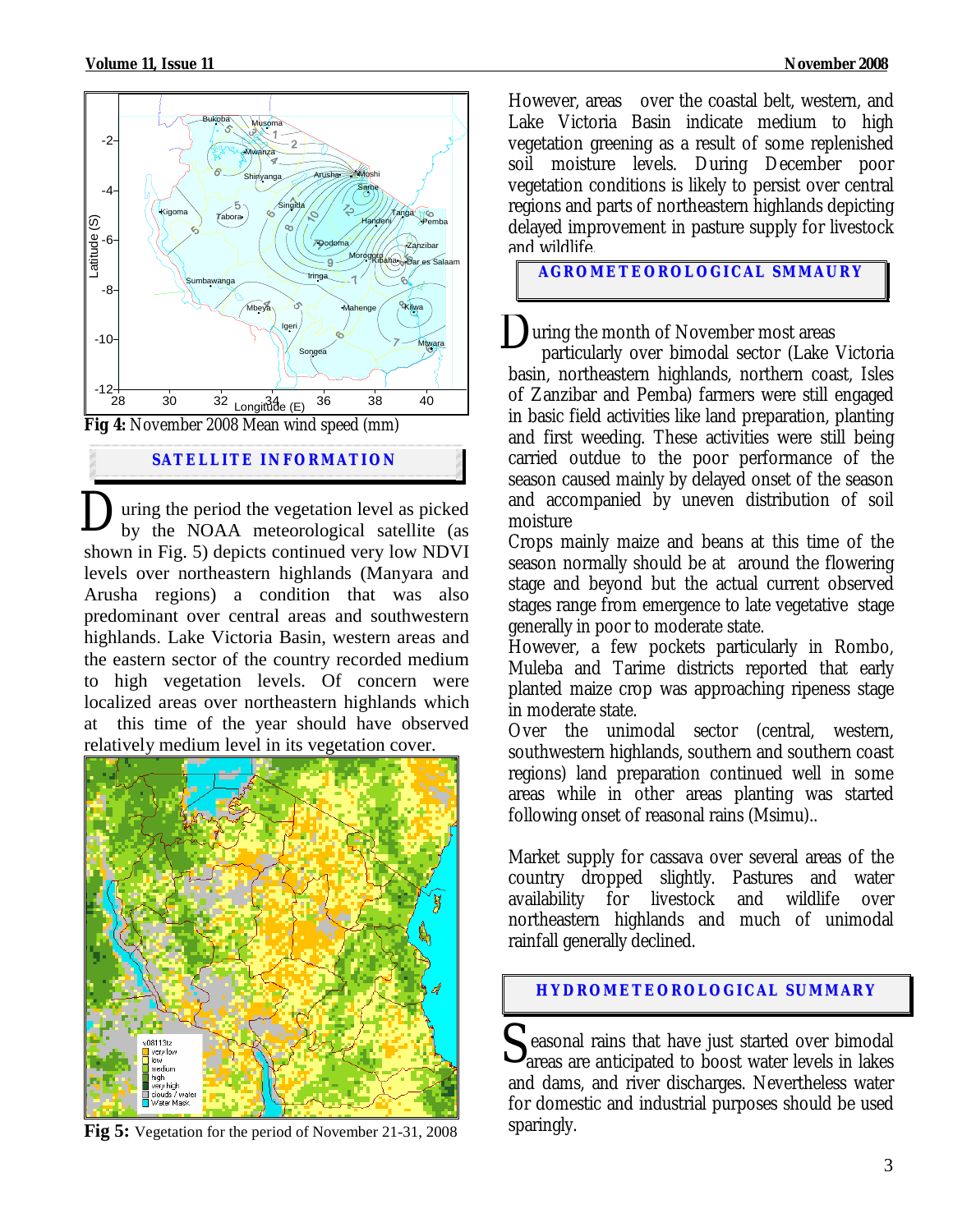Fig 4: November 2008 Mean wind speed (mm)

## SATELLITE INFORMATION

During the period the vegetation level as picked by the NOAA meteorological satellite (as shown in Fig. 5) depicts continued very low NDVI levels over northeastern highlands (Manyara and Arusha regions) a condition that was also predominant over central areas and southwestern highlands. Lake Victoria Basin, western areas and the eastern sector of the country recorded medium to high vegetation levels. Of concern were localized areas over northeastern highlands which at this time of the year should have observed relatively medium level in its vegetation cover.

**Fig 5:** Vegetation for the period of November 21-31, 2008

However, areas over the coastal belt, western, and Lake Victoria Basin indicate medium to high vegetation greening as a result of some replenished soil moisture levels. During December poor vegetation conditions is likely to persist over central regions and parts of northeastern highlands depicting delayed improvement in pasture supply for livestock and wildlife.

## AGROMETEOROLOGICAL SMMAURY

During the month of November most areas particularly over bimodal sector (Lake Victoria basin, northeastern highlands, northern coast, Isles of Zanzibar and Pemba) farmers were still engaged in basic field activities like land preparation, planting and first weeding. These activities were still being carried outdue to the poor performance of the season caused mainly by delayed onset of the season and accompanied by uneven distribution of soil moisture

Crops mainly maize and beans at this time of the season normally should be at around the flowering stage and beyond but the actual current observed stages range from emergence to late vegetative stage generally in poor to moderate state.

However, a few pockets particularly in Rombo, Muleba and Tarime districts reported that early planted maize crop was approaching ripeness stage in moderate state.

Over the unimodal sector (central, western, southwestern highlands, southern and southern coast regions) land preparation continued well in some areas while in other areas planting was started following onset of reasonal rains (Msimu)..

Market supply for cassava over several areas of the country dropped slightly. Pastures and water availability for livestock and wildlife over northeastern highlands and much of unimodal rainfall generally declined.

## HYDROMETEOROLOGICAL SUMMARY

Seasonal rains that have just started over bimodal areas are anticipated to boost water levels in lakes and dams, and river discharges. Nevertheless water for domestic and industrial purposes should be used sparingly.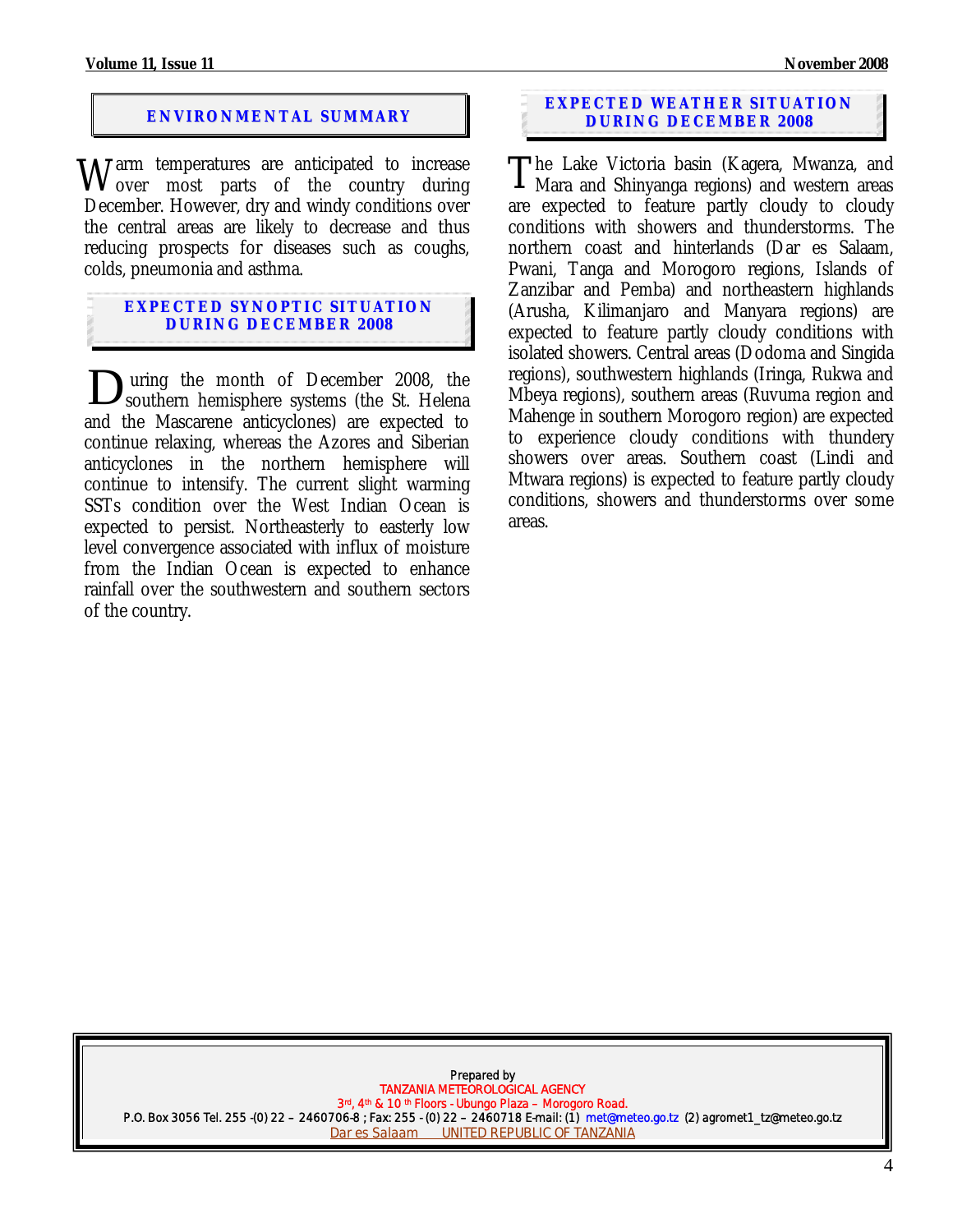## ENVIRONMENTAL SUMMARY

Warm temperatures are anticipated to increase over most parts of the country during December. However, dry and windy conditions over the central areas are likely to decrease and thus reducing prospects for diseases such as coughs, colds, pneumonia and asthma.

## EXPECTED SYNOPTIC SITUATION DURING DECEMBER 2008

During the month of December 2008, the southern hemisphere systems (the St. Helena and the Mascarene anticyclones) are expected to continue relaxing, whereas the Azores and Siberian anticyclones in the northern hemisphere will continue to intensify. The current slight warming SSTs condition over the West Indian Ocean is expected to persist. Northeasterly to easterly low level convergence associated with influx of moisture from the Indian Ocean is expected to enhance rainfall over the southwestern and southern sectors of the country.

## EXPECTED WEATHER SITUATION DURING DECEMBER 2008

The Lake Victoria basin (Kagera, Mwanza, and Mara and Shinyanga regions) and western areas are expected to feature partly cloudy to cloudy conditions with showers and thunderstorms. The northern coast and hinterlands (Dar es Salaam, Pwani, Tanga and Morogoro regions, Islands of Zanzibar and Pemba) and northeastern highlands (Arusha, Kilimanjaro and Manyara regions) are expected to feature partly cloudy conditions with isolated showers. Central areas (Dodoma and Singida regions), southwestern highlands (Iringa, Rukwa and Mbeya regions), southern areas (Ruvuma region and Mahenge in southern Morogoro region) are expected to experience cloudy conditions with thundery showers over areas. Southern coast (Lindi and Mtwara regions) is expected to feature partly cloudy conditions, showers and thunderstorms over some areas.

---

Prepared by

TANZANIA METEOROLOGICAL AGENCY

3rd, 4th & 10th Floors - Ubungo Plaza – Morogoro Road.

P.O. Box 3056 Tel. 255 -(0) 22 – 2460706-8 ; Fax: 255 - (0) 22 – 2460718 E-mail: (1) met@meteo.go.tz (2) agromet1_tz@meteo.go.tz

Dar es Salaam UNITED REPUBLIC OF TANZANIA